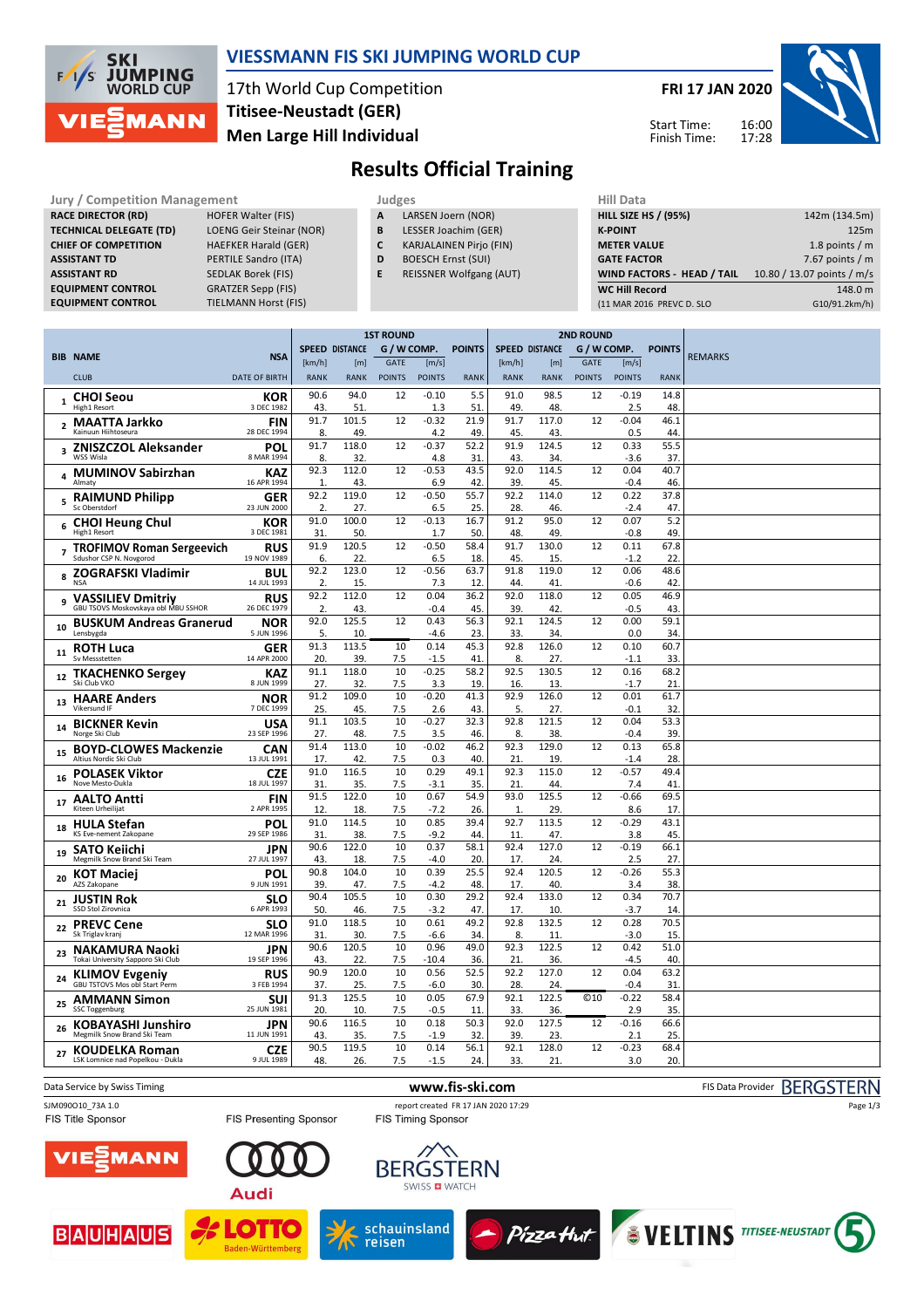# VIESSMANN FIS SKI JUMPING WORLD CUP

17th World Cup Competition
Titisee-Neustadt (GER)
Men Large Hill Individual

FRI 17 JAN 2020

Start Time: 16:00
Finish Time: 17:28

## Results Official Training

| Jury / Competition Management | |
|---|---|
| RACE DIRECTOR (RD) | HOFER Walter (FIS) |
| TECHNICAL DELEGATE (TD) | LOENG Geir Steinar (NOR) |
| CHIEF OF COMPETITION | HAEFKER Harald (GER) |
| ASSISTANT TD | PERTILE Sandro (ITA) |
| ASSISTANT RD | SEDLAK Borek (FIS) |
| EQUIPMENT CONTROL | GRATZER Sepp (FIS) |
| EQUIPMENT CONTROL | TIELMANN Horst (FIS) |

| Judges | |
|---|---|
| A | LARSEN Joern (NOR) |
| B | LESSER Joachim (GER) |
| C | KARJALAINEN Pirjo (FIN) |
| D | BOESCH Ernst (SUI) |
| E | REISSNER Wolfgang (AUT) |

| Hill Data | |
|---|---|
| HILL SIZE HS / (95%) | 142m (134.5m) |
| K-POINT | 125m |
| METER VALUE | 1.8 points / m |
| GATE FACTOR | 7.67 points / m |
| WIND FACTORS - HEAD / TAIL | 10.80 / 13.07 points / m/s |
| WC Hill Record | 148.0 m |
| (11 MAR 2016 PREVC D. SLO | G10/91.2km/h) |

| BIB | NAME / CLUB | NSA / DATE OF BIRTH | 1st Round SPEED [km/h] / RANK | DISTANCE [m] / RANK | GATE / POINTS | [m/s] / POINTS | POINTS / RANK | 2nd Round SPEED [km/h] / RANK | DISTANCE [m] / RANK | GATE / POINTS | [m/s] / POINTS | POINTS / RANK | REMARKS |
|---|---|---|---|---|---|---|---|---|---|---|---|---|---|
| 1 | CHOI Seou<br>High1 Resort | KOR<br>3 DEC 1982 | 90.6<br>43. | 94.0<br>51. | 12 | -0.10<br>1.3 | 5.5<br>51. | 91.0<br>49. | 98.5<br>48. | 12 | -0.19<br>2.5 | 14.8<br>48. | |
| 2 | MAATTA Jarkko<br>Kainuun Hiihtoseura | FIN<br>28 DEC 1994 | 91.7<br>8. | 101.5<br>49. | 12 | -0.32<br>4.2 | 21.9<br>49. | 91.7<br>45. | 117.0<br>43. | 12 | -0.04<br>0.5 | 46.1<br>44. | |
| 3 | ZNISZCZOL Aleksander<br>WSS Wisla | POL<br>8 MAR 1994 | 91.7<br>8. | 118.0<br>32. | 12 | -0.37<br>4.8 | 52.2<br>31. | 91.9<br>43. | 124.5<br>34. | 12 | 0.33<br>-3.6 | 55.5<br>37. | |
| 4 | MUMINOV Sabirzhan<br>Almaty | KAZ<br>16 APR 1994 | 92.3<br>1. | 112.0<br>43. | 12 | -0.53<br>6.9 | 43.5<br>42. | 92.0<br>39. | 114.5<br>45. | 12 | 0.04<br>-0.4 | 40.7<br>46. | |
| 5 | RAIMUND Philipp<br>Sc Oberstdorf | GER<br>23 JUN 2000 | 92.2<br>2. | 119.0<br>27. | 12 | -0.50<br>6.5 | 55.7<br>25. | 92.2<br>28. | 114.0<br>46. | 12 | 0.22<br>-2.4 | 37.8<br>47. | |
| 6 | CHOI Heung Chul<br>High1 Resort | KOR<br>3 DEC 1981 | 91.0<br>31. | 100.0<br>50. | 12 | -0.13<br>1.7 | 16.7<br>50. | 91.2<br>48. | 95.0<br>49. | 12 | 0.07<br>-0.8 | 5.2<br>49. | |
| 7 | TROFIMOV Roman Sergeevich<br>Sdushor CSP N. Novgorod | RUS<br>19 NOV 1989 | 91.9<br>6. | 120.5<br>22. | 12 | -0.50<br>6.5 | 58.4<br>18. | 91.7<br>45. | 130.0<br>15. | 12 | 0.11<br>-1.2 | 67.8<br>22. | |
| 8 | ZOGRAFSKI Vladimir<br>NSA | BUL<br>14 JUL 1993 | 92.2<br>2. | 123.0<br>15. | 12 | -0.56<br>7.3 | 63.7<br>12. | 91.8<br>44. | 119.0<br>41. | 12 | 0.06<br>-0.6 | 48.6<br>42. | |
| 9 | VASSILIEV Dmitriy<br>GBU TSOVS Moskovskaya obl MBU SSHOR | RUS<br>26 DEC 1979 | 92.2<br>2. | 112.0<br>43. | 12 | 0.04<br>-0.4 | 36.2<br>45. | 92.0<br>39. | 118.0<br>42. | 12 | 0.05<br>-0.5 | 46.9<br>43. | |
| 10 | BUSKUM Andreas Granerud<br>Lensbygda | NOR<br>5 JUN 1996 | 92.0<br>5. | 125.5<br>10. | 12 | 0.43<br>-4.6 | 56.3<br>23. | 92.1<br>33. | 124.5<br>34. | 12 | 0.00<br>0.0 | 59.1<br>34. | |
| 11 | ROTH Luca<br>Sv Messstetten | GER<br>14 APR 2000 | 91.3<br>20. | 113.5<br>39. | 10<br>7.5 | 0.14<br>-1.5 | 45.3<br>41. | 92.8<br>8. | 126.0<br>27. | 12 | 0.10<br>-1.1 | 60.7<br>33. | |
| 12 | TKACHENKO Sergey<br>Ski Club VKO | KAZ<br>8 JUN 1999 | 91.1<br>27. | 118.0<br>32. | 10<br>7.5 | -0.25<br>3.3 | 58.2<br>19. | 92.5<br>16. | 130.5<br>13. | 12 | 0.16<br>-1.7 | 68.2<br>21. | |
| 13 | HAARE Anders<br>Vikersund IF | NOR<br>7 DEC 1999 | 91.2<br>25. | 109.0<br>45. | 10<br>7.5 | -0.20<br>2.6 | 41.3<br>43. | 92.9<br>5. | 126.0<br>27. | 12 | 0.01<br>-0.1 | 61.7<br>32. | |
| 14 | BICKNER Kevin<br>Norge Ski Club | USA<br>23 SEP 1996 | 91.1<br>27. | 103.5<br>48. | 10<br>7.5 | -0.27<br>3.5 | 32.3<br>46. | 92.8<br>8. | 121.5<br>38. | 12 | 0.04<br>-0.4 | 53.3<br>39. | |
| 15 | BOYD-CLOWES Mackenzie<br>Altius Nordic Ski Club | CAN<br>13 JUL 1991 | 91.4<br>17. | 113.0<br>42. | 10<br>7.5 | -0.02<br>0.3 | 46.2<br>40. | 92.3<br>21. | 129.0<br>19. | 12 | 0.13<br>-1.4 | 65.8<br>28. | |
| 16 | POLASEK Viktor<br>Nove Mesto-Dukla | CZE<br>18 JUL 1997 | 91.0<br>31. | 116.5<br>35. | 10<br>7.5 | 0.29<br>-3.1 | 49.1<br>35. | 92.3<br>21. | 115.0<br>44. | 12 | -0.57<br>7.4 | 49.4<br>41. | |
| 17 | AALTO Antti<br>Kiteen Urheilijat | FIN<br>2 APR 1995 | 91.5<br>12. | 122.0<br>18. | 10<br>7.5 | 0.67<br>-7.2 | 54.9<br>26. | 93.0<br>1. | 125.5<br>29. | 12 | -0.66<br>8.6 | 69.5<br>17. | |
| 18 | HULA Stefan<br>KS Eve-nement Zakopane | POL<br>29 SEP 1986 | 91.0<br>31. | 114.5<br>38. | 10<br>7.5 | 0.85<br>-9.2 | 39.4<br>44. | 92.7<br>11. | 113.5<br>47. | 12 | -0.29<br>3.8 | 43.1<br>45. | |
| 19 | SATO Keiichi<br>Megmilk Snow Brand Ski Team | JPN<br>27 JUL 1997 | 90.6<br>43. | 122.0<br>18. | 10<br>7.5 | 0.37<br>-4.0 | 58.1<br>20. | 92.4<br>17. | 127.0<br>24. | 12 | -0.19<br>2.5 | 66.1<br>27. | |
| 20 | KOT Maciej<br>AZS Zakopane | POL<br>9 JUN 1991 | 90.8<br>39. | 104.0<br>47. | 10<br>7.5 | 0.39<br>-4.2 | 25.5<br>48. | 92.4<br>17. | 120.5<br>40. | 12 | -0.26<br>3.4 | 55.3<br>38. | |
| 21 | JUSTIN Rok<br>SSD Stol Zirovnica | SLO<br>6 APR 1993 | 90.4<br>50. | 105.5<br>46. | 10<br>7.5 | 0.30<br>-3.2 | 29.2<br>47. | 92.4<br>17. | 133.0<br>10. | 12 | 0.34<br>-3.7 | 70.7<br>14. | |
| 22 | PREVC Cene<br>Sk Triglav kranj | SLO<br>12 MAR 1996 | 91.0<br>31. | 118.5<br>30. | 10<br>7.5 | 0.61<br>-6.6 | 49.2<br>34. | 92.8<br>8. | 132.5<br>11. | 12 | 0.28<br>-3.0 | 70.5<br>15. | |
| 23 | NAKAMURA Naoki<br>Tokai University Sapporo Ski Club | JPN<br>19 SEP 1996 | 90.6<br>43. | 120.5<br>22. | 10<br>7.5 | 0.96<br>-10.4 | 49.0<br>36. | 92.3<br>21. | 122.5<br>36. | 12 | 0.42<br>-4.5 | 51.0<br>40. | |
| 24 | KLIMOV Evgeniy<br>GBU TSTOVS Mos obl Start Perm | RUS<br>3 FEB 1994 | 90.9<br>37. | 120.0<br>25. | 10<br>7.5 | 0.56<br>-6.0 | 52.5<br>30. | 92.2<br>28. | 127.0<br>24. | 12 | 0.04<br>-0.4 | 63.2<br>31. | |
| 25 | AMMANN Simon<br>SSC Toggenburg | SUI<br>25 JUN 1981 | 91.3<br>20. | 125.5<br>10. | 10<br>7.5 | 0.05<br>-0.5 | 67.9<br>11. | 92.1<br>33. | 122.5<br>36. | ©10 | -0.22<br>2.9 | 58.4<br>35. | |
| 26 | KOBAYASHI Junshiro<br>Megmilk Snow Brand Ski Team | JPN<br>11 JUN 1991 | 90.6<br>43. | 116.5<br>35. | 10<br>7.5 | 0.18<br>-1.9 | 50.3<br>32. | 92.0<br>39. | 127.5<br>23. | 12 | -0.16<br>2.1 | 66.6<br>25. | |
| 27 | KOUDELKA Roman<br>LSK Lomnice nad Popelkou - Dukla | CZE<br>9 JUL 1989 | 90.5<br>48. | 119.5<br>26. | 10<br>7.5 | 0.14<br>-1.5 | 56.1<br>24. | 92.1<br>33. | 128.0<br>21. | 12 | -0.23<br>3.0 | 68.4<br>20. | |

Data Service by Swiss Timing — www.fis-ski.com — FIS Data Provider BERGSTERN

SJM090O10_73A 1.0 — report created FR 17 JAN 2020 17:29

FIS Title Sponsor: VIESSMANN — FIS Presenting Sponsor: Audi — FIS Timing Sponsor: BERGSTERN SWISS WATCH

BAUHAUS — LOTTO Baden-Württemberg — schauinsland reisen — Pizza Hut — VELTINS — TITISEE-NEUSTADT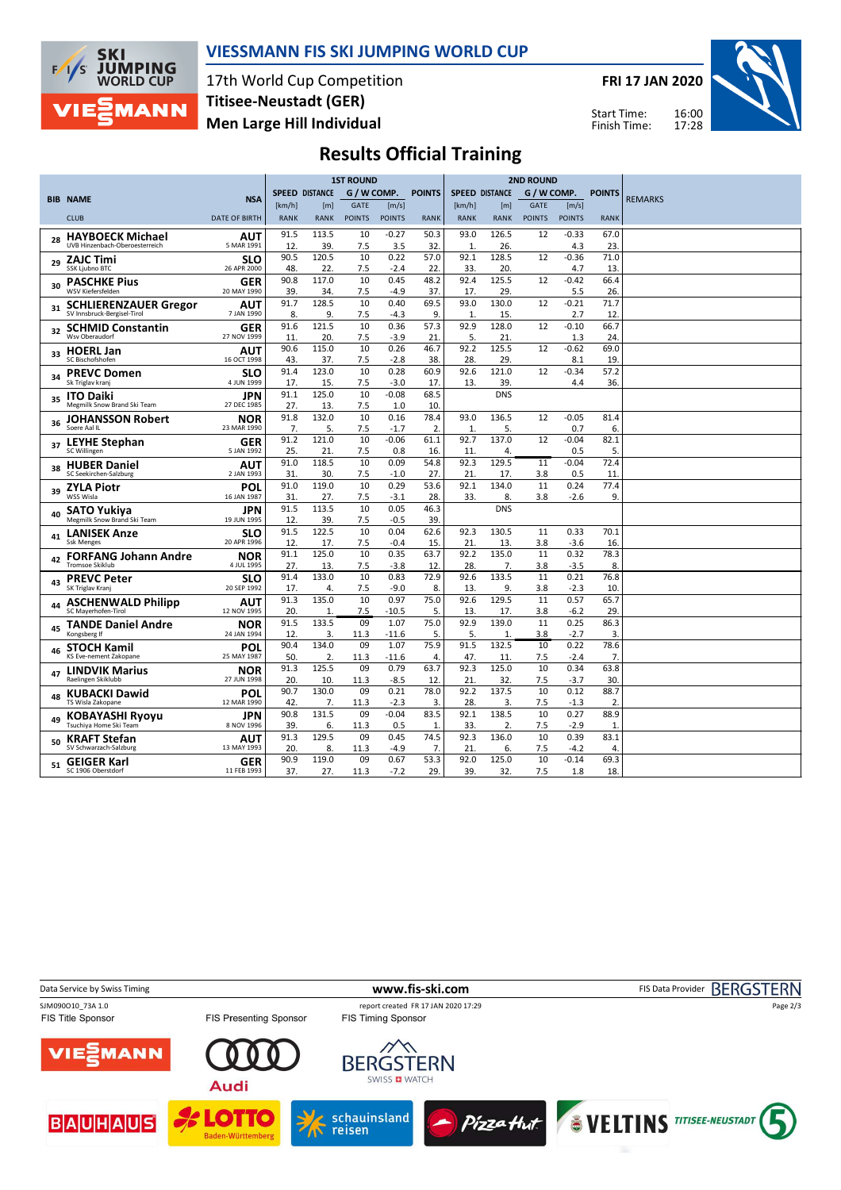# VIESSMANN FIS SKI JUMPING WORLD CUP

17th World Cup Competition
Titisee-Neustadt (GER)
Men Large Hill Individual

FRI 17 JAN 2020

Start Time: 16:00
Finish Time: 17:28

## Results Official Training

| BIB | NAME / CLUB | NSA / DATE OF BIRTH | 1ST ROUND SPEED [km/h] / RANK | DISTANCE [m] / RANK | GATE / POINTS | [m/s] / POINTS | POINTS / RANK | 2ND ROUND SPEED [km/h] / RANK | DISTANCE [m] / RANK | GATE / POINTS | [m/s] / POINTS | POINTS / RANK | REMARKS |
|---|---|---|---|---|---|---|---|---|---|---|---|---|---|
| 28 | HAYBOECK Michael / UVB Hinzenbach-Oberoesterreich | AUT / 5 MAR 1991 | 91.5 / 12. | 113.5 / 39. | 10 / 7.5 | -0.27 / 3.5 | 50.3 / 32. | 93.0 / 1. | 126.5 / 26. | 12 | -0.33 / 4.3 | 67.0 / 23. | |
| 29 | ZAJC Timi / SSK Ljubno BTC | SLO / 26 APR 2000 | 90.5 / 48. | 120.5 / 22. | 10 / 7.5 | 0.22 / -2.4 | 57.0 / 22. | 92.1 / 33. | 128.5 / 20. | 12 | -0.36 / 4.7 | 71.0 / 13. | |
| 30 | PASCHKE Pius / WSV Kiefersfelden | GER / 20 MAY 1990 | 90.8 / 39. | 117.0 / 34. | 10 / 7.5 | 0.45 / -4.9 | 48.2 / 37. | 92.4 / 17. | 125.5 / 29. | 12 | -0.42 / 5.5 | 66.4 / 26. | |
| 31 | SCHLIERENZAUER Gregor / SV Innsbruck-Bergisel-Tirol | AUT / 7 JAN 1990 | 91.7 / 8. | 128.5 / 9. | 10 / 7.5 | 0.40 / -4.3 | 69.5 / 9. | 93.0 / 1. | 130.0 / 15. | 12 | -0.21 / 2.7 | 71.7 / 12. | |
| 32 | SCHMID Constantin / Wsv Oberaudorf | GER / 27 NOV 1999 | 91.6 / 11. | 121.5 / 20. | 10 / 7.5 | 0.36 / -3.9 | 57.3 / 21. | 92.9 / 5. | 128.0 / 21. | 12 | -0.10 / 1.3 | 66.7 / 24. | |
| 33 | HOERL Jan / SC Bischofshofen | AUT / 16 OCT 1998 | 90.6 / 43. | 115.0 / 37. | 10 / 7.5 | 0.26 / -2.8 | 46.7 / 38. | 92.2 / 28. | 125.5 / 29. | 12 | -0.62 / 8.1 | 69.0 / 19. | |
| 34 | PREVC Domen / Sk Triglav kranj | SLO / 4 JUN 1999 | 91.4 / 17. | 123.0 / 15. | 10 / 7.5 | 0.28 / -3.0 | 60.9 / 17. | 92.6 / 13. | 121.0 / 39. | 12 | -0.34 / 4.4 | 57.2 / 36. | |
| 35 | ITO Daiki / Megmilk Snow Brand Ski Team | JPN / 27 DEC 1985 | 91.1 / 27. | 125.0 / 13. | 10 / 7.5 | -0.08 / 1.0 | 68.5 / 10. | DNS | | | | | |
| 36 | JOHANSSON Robert / Soere Aal IL | NOR / 23 MAR 1990 | 91.8 / 7. | 132.0 / 5. | 10 / 7.5 | 0.16 / -1.7 | 78.4 / 2. | 93.0 / 1. | 136.5 / 5. | 12 | -0.05 / 0.7 | 81.4 / 6. | |
| 37 | LEYHE Stephan / SC Willingen | GER / 5 JAN 1992 | 91.2 / 25. | 121.0 / 21. | 10 / 7.5 | -0.06 / 0.8 | 61.1 / 16. | 92.7 / 11. | 137.0 / 4. | 12 | -0.04 / 0.5 | 82.1 / 5. | |
| 38 | HUBER Daniel / SC Seekirchen-Salzburg | AUT / 2 JAN 1993 | 91.0 / 31. | 118.5 / 30. | 10 / 7.5 | 0.09 / -1.0 | 54.8 / 27. | 92.3 / 21. | 129.5 / 17. | 11 / 3.8 | -0.04 / 0.5 | 72.4 / 11. | |
| 39 | ZYLA Piotr / WSS Wisla | POL / 16 JAN 1987 | 91.0 / 31. | 119.0 / 27. | 10 / 7.5 | 0.29 / -3.1 | 53.6 / 28. | 92.1 / 33. | 134.0 / 8. | 11 / 3.8 | 0.24 / -2.6 | 77.4 / 9. | |
| 40 | SATO Yukiya / Megmilk Snow Brand Ski Team | JPN / 19 JUN 1995 | 91.5 / 12. | 113.5 / 39. | 10 / 7.5 | 0.05 / -0.5 | 46.3 / 39. | DNS | | | | | |
| 41 | LANISEK Anze / Ssk Menges | SLO / 20 APR 1996 | 91.5 / 12. | 122.5 / 17. | 10 / 7.5 | 0.04 / -0.4 | 62.6 / 15. | 92.3 / 21. | 130.5 / 13. | 11 / 3.8 | 0.33 / -3.6 | 70.1 / 16. | |
| 42 | FORFANG Johann Andre / Tromsoe Skiklub | NOR / 4 JUL 1995 | 91.1 / 27. | 125.0 / 13. | 10 / 7.5 | 0.35 / -3.8 | 63.7 / 12. | 92.2 / 28. | 135.0 / 7. | 11 / 3.8 | 0.32 / -3.5 | 78.3 / 8. | |
| 43 | PREVC Peter / SK Triglav Kranj | SLO / 20 SEP 1992 | 91.4 / 17. | 133.0 / 4. | 10 / 7.5 | 0.83 / -9.0 | 72.9 / 8. | 92.6 / 13. | 133.5 / 9. | 11 / 3.8 | 0.21 / -2.3 | 76.8 / 10. | |
| 44 | ASCHENWALD Philipp / SC Mayerhofen-Tirol | AUT / 12 NOV 1995 | 91.3 / 20. | 135.0 / 1. | 10 / 7.5 | 0.97 / -10.5 | 75.0 / 5. | 92.6 / 13. | 129.5 / 17. | 11 / 3.8 | 0.57 / -6.2 | 65.7 / 29. | |
| 45 | TANDE Daniel Andre / Kongsberg If | NOR / 24 JAN 1994 | 91.5 / 12. | 133.5 / 3. | 09 / 11.3 | 1.07 / -11.6 | 75.0 / 5. | 92.9 / 5. | 139.0 / 1. | 11 / 3.8 | 0.25 / -2.7 | 86.3 / 3. | |
| 46 | STOCH Kamil / KS Eve-nement Zakopane | POL / 25 MAY 1987 | 90.4 / 50. | 134.0 / 2. | 09 / 11.3 | 1.07 / -11.6 | 75.9 / 4. | 91.5 / 47. | 132.5 / 11. | 10 / 7.5 | 0.22 / -2.4 | 78.6 / 7. | |
| 47 | LINDVIK Marius / Raelingen Skiklubb | NOR / 27 JUN 1998 | 91.3 / 20. | 125.5 / 10. | 09 / 11.3 | 0.79 / -8.5 | 63.7 / 12. | 92.3 / 21. | 125.0 / 32. | 10 / 7.5 | 0.34 / -3.7 | 63.8 / 30. | |
| 48 | KUBACKI Dawid / TS Wisla Zakopane | POL / 12 MAR 1990 | 90.7 / 42. | 130.0 / 7. | 09 / 11.3 | 0.21 / -2.3 | 78.0 / 3. | 92.2 / 28. | 137.5 / 3. | 10 / 7.5 | 0.12 / -1.3 | 88.7 / 2. | |
| 49 | KOBAYASHI Ryoyu / Tsuchiya Home Ski Team | JPN / 8 NOV 1996 | 90.8 / 39. | 131.5 / 6. | 09 / 11.3 | -0.04 / 0.5 | 83.5 / 1. | 92.1 / 33. | 138.5 / 2. | 10 / 7.5 | 0.27 / -2.9 | 88.9 / 1. | |
| 50 | KRAFT Stefan / SV Schwarzach-Salzburg | AUT / 13 MAY 1993 | 91.3 / 20. | 129.5 / 8. | 09 / 11.3 | 0.45 / -4.9 | 74.5 / 7. | 92.3 / 21. | 136.0 / 6. | 10 / 7.5 | 0.39 / -4.2 | 83.1 / 4. | |
| 51 | GEIGER Karl / SC 1906 Oberstdorf | GER / 11 FEB 1993 | 90.9 / 37. | 119.0 / 27. | 09 / 11.3 | 0.67 / -7.2 | 53.3 / 29. | 92.0 / 39. | 125.0 / 32. | 10 / 7.5 | -0.14 / 1.8 | 69.3 / 18. | |

Data Service by Swiss Timing — www.fis-ski.com — FIS Data Provider BERGSTERN

SJM090O10_73A 1.0 — report created FR 17 JAN 2020 17:29

FIS Title Sponsor: VIESSMANN — FIS Presenting Sponsor: Audi — FIS Timing Sponsor: BERGSTERN SWISS WATCH

BAUHAUS, LOTTO Baden-Württemberg, schauinsland reisen, Pizza Hut, VELTINS, TITISEE-NEUSTADT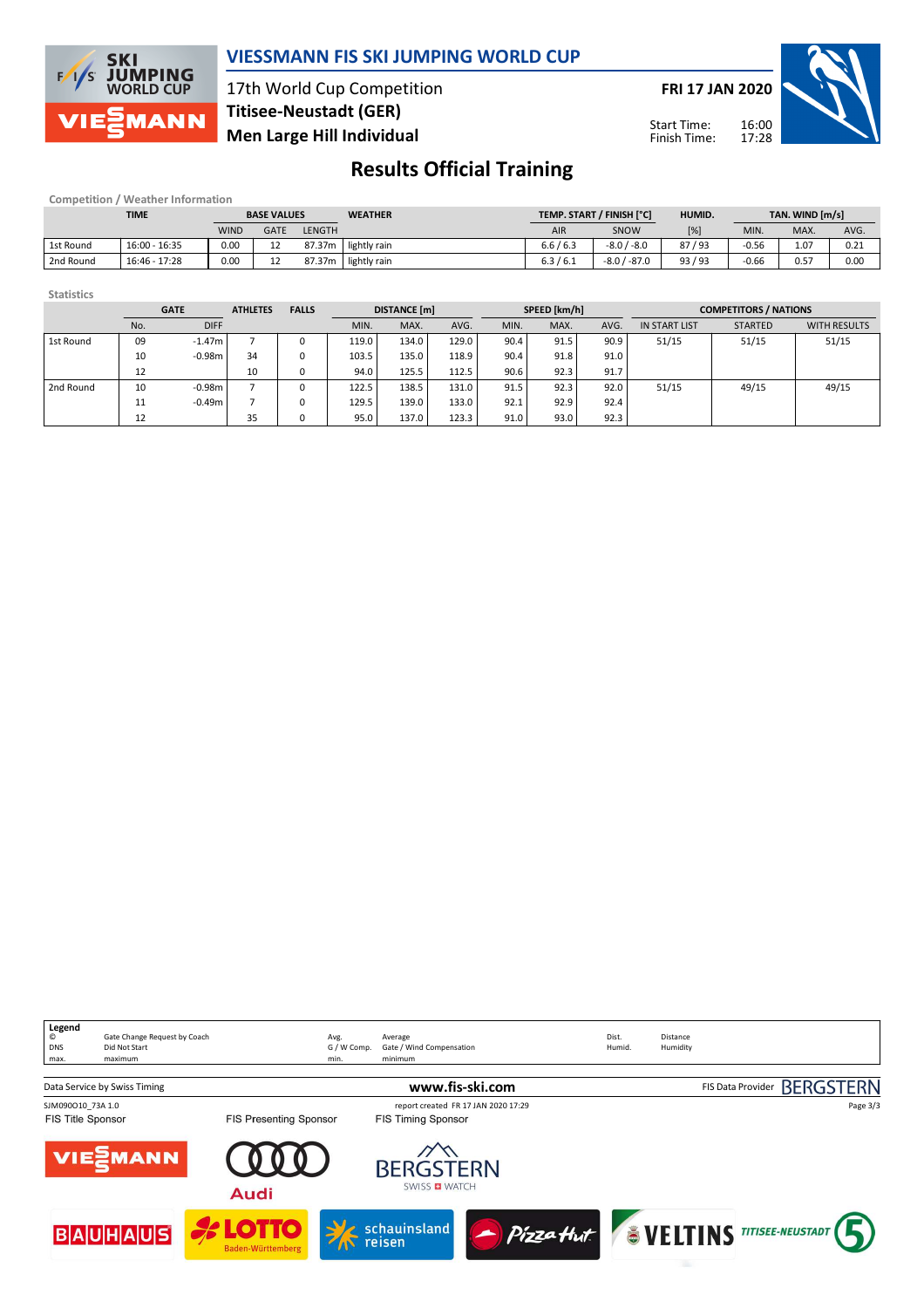# VIESSMANN FIS SKI JUMPING WORLD CUP

17th World Cup Competition
**Titisee-Neustadt (GER)**
**Men Large Hill Individual**

**FRI 17 JAN 2020**

Start Time: 16:00
Finish Time: 17:28

## Results Official Training

**Competition / Weather Information**

| | TIME | BASE VALUES | | | WEATHER | TEMP. START / FINISH [°C] | | HUMID. | TAN. WIND [m/s] | | |
|---|---|---|---|---|---|---|---|---|---|---|---|
| | | WIND | GATE | LENGTH | | AIR | SNOW | [%] | MIN. | MAX. | AVG. |
| 1st Round | 16:00 - 16:35 | 0.00 | 12 | 87.37m | lightly rain | 6.6 / 6.3 | -8.0 / -8.0 | 87 / 93 | -0.56 | 1.07 | 0.21 |
| 2nd Round | 16:46 - 17:28 | 0.00 | 12 | 87.37m | lightly rain | 6.3 / 6.1 | -8.0 / -87.0 | 93 / 93 | -0.66 | 0.57 | 0.00 |

**Statistics**

| | GATE | | ATHLETES | FALLS | DISTANCE [m] | | | SPEED [km/h] | | | COMPETITORS / NATIONS | | |
|---|---|---|---|---|---|---|---|---|---|---|---|---|---|
| | No. | DIFF | | | MIN. | MAX. | AVG. | MIN. | MAX. | AVG. | IN START LIST | STARTED | WITH RESULTS |
| 1st Round | 09 | -1.47m | 7 | 0 | 119.0 | 134.0 | 129.0 | 90.4 | 91.5 | 90.9 | 51/15 | 51/15 | 51/15 |
| | 10 | -0.98m | 34 | 0 | 103.5 | 135.0 | 118.9 | 90.4 | 91.8 | 91.0 | | | |
| | 12 | | 10 | 0 | 94.0 | 125.5 | 112.5 | 90.6 | 92.3 | 91.7 | | | |
| 2nd Round | 10 | -0.98m | 7 | 0 | 122.5 | 138.5 | 131.0 | 91.5 | 92.3 | 92.0 | 51/15 | 49/15 | 49/15 |
| | 11 | -0.49m | 7 | 0 | 129.5 | 139.0 | 133.0 | 92.1 | 92.9 | 92.4 | | | |
| | 12 | | 35 | 0 | 95.0 | 137.0 | 123.3 | 91.0 | 93.0 | 92.3 | | | |

**Legend**

| | | | | | |
|---|---|---|---|---|---|
| © | Gate Change Request by Coach | Avg. | Average | Dist. | Distance |
| DNS | Did Not Start | G / W Comp. | Gate / Wind Compensation | Humid. | Humidity |
| max. | maximum | min. | minimum | | |

Data Service by Swiss Timing — www.fis-ski.com — FIS Data Provider BERGSTERN

SJM090O10_73A 1.0 — report created FR 17 JAN 2020 17:29

FIS Title Sponsor — FIS Presenting Sponsor — FIS Timing Sponsor